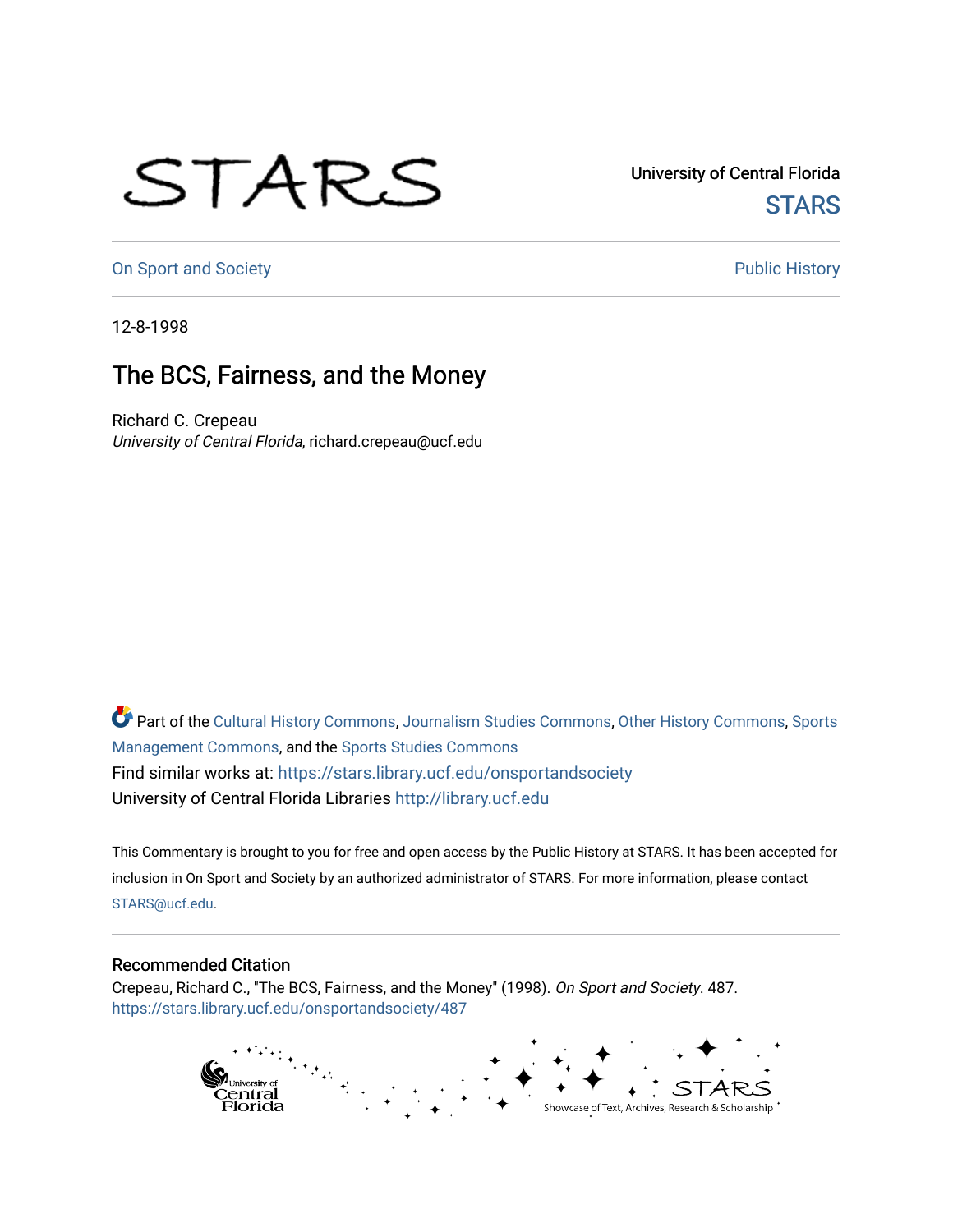University of Central Florida

STARS

On Sport and Society

Public History

12-8-1998

# The BCS, Fairness, and the Money

Richard C. Crepeau
*University of Central Florida*, richard.crepeau@ucf.edu

Part of the Cultural History Commons, Journalism Studies Commons, Other History Commons, Sports Management Commons, and the Sports Studies Commons

Find similar works at: https://stars.library.ucf.edu/onsportandsociety

University of Central Florida Libraries http://library.ucf.edu

This Commentary is brought to you for free and open access by the Public History at STARS. It has been accepted for inclusion in On Sport and Society by an authorized administrator of STARS. For more information, please contact STARS@ucf.edu.

## Recommended Citation

Crepeau, Richard C., "The BCS, Fairness, and the Money" (1998). *On Sport and Society*. 487.
https://stars.library.ucf.edu/onsportandsociety/487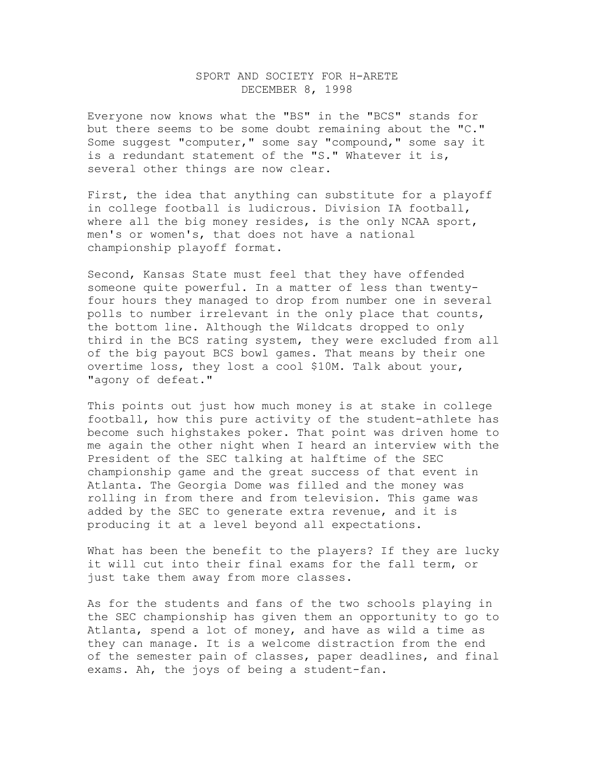SPORT AND SOCIETY FOR H-ARETE
DECEMBER 8, 1998

Everyone now knows what the "BS" in the "BCS" stands for but there seems to be some doubt remaining about the "C." Some suggest "computer," some say "compound," some say it is a redundant statement of the "S." Whatever it is, several other things are now clear.

First, the idea that anything can substitute for a playoff in college football is ludicrous. Division IA football, where all the big money resides, is the only NCAA sport, men's or women's, that does not have a national championship playoff format.

Second, Kansas State must feel that they have offended someone quite powerful. In a matter of less than twenty-four hours they managed to drop from number one in several polls to number irrelevant in the only place that counts, the bottom line. Although the Wildcats dropped to only third in the BCS rating system, they were excluded from all of the big payout BCS bowl games. That means by their one overtime loss, they lost a cool $10M. Talk about your, "agony of defeat."

This points out just how much money is at stake in college football, how this pure activity of the student-athlete has become such highstakes poker. That point was driven home to me again the other night when I heard an interview with the President of the SEC talking at halftime of the SEC championship game and the great success of that event in Atlanta. The Georgia Dome was filled and the money was rolling in from there and from television. This game was added by the SEC to generate extra revenue, and it is producing it at a level beyond all expectations.

What has been the benefit to the players? If they are lucky it will cut into their final exams for the fall term, or just take them away from more classes.

As for the students and fans of the two schools playing in the SEC championship has given them an opportunity to go to Atlanta, spend a lot of money, and have as wild a time as they can manage. It is a welcome distraction from the end of the semester pain of classes, paper deadlines, and final exams. Ah, the joys of being a student-fan.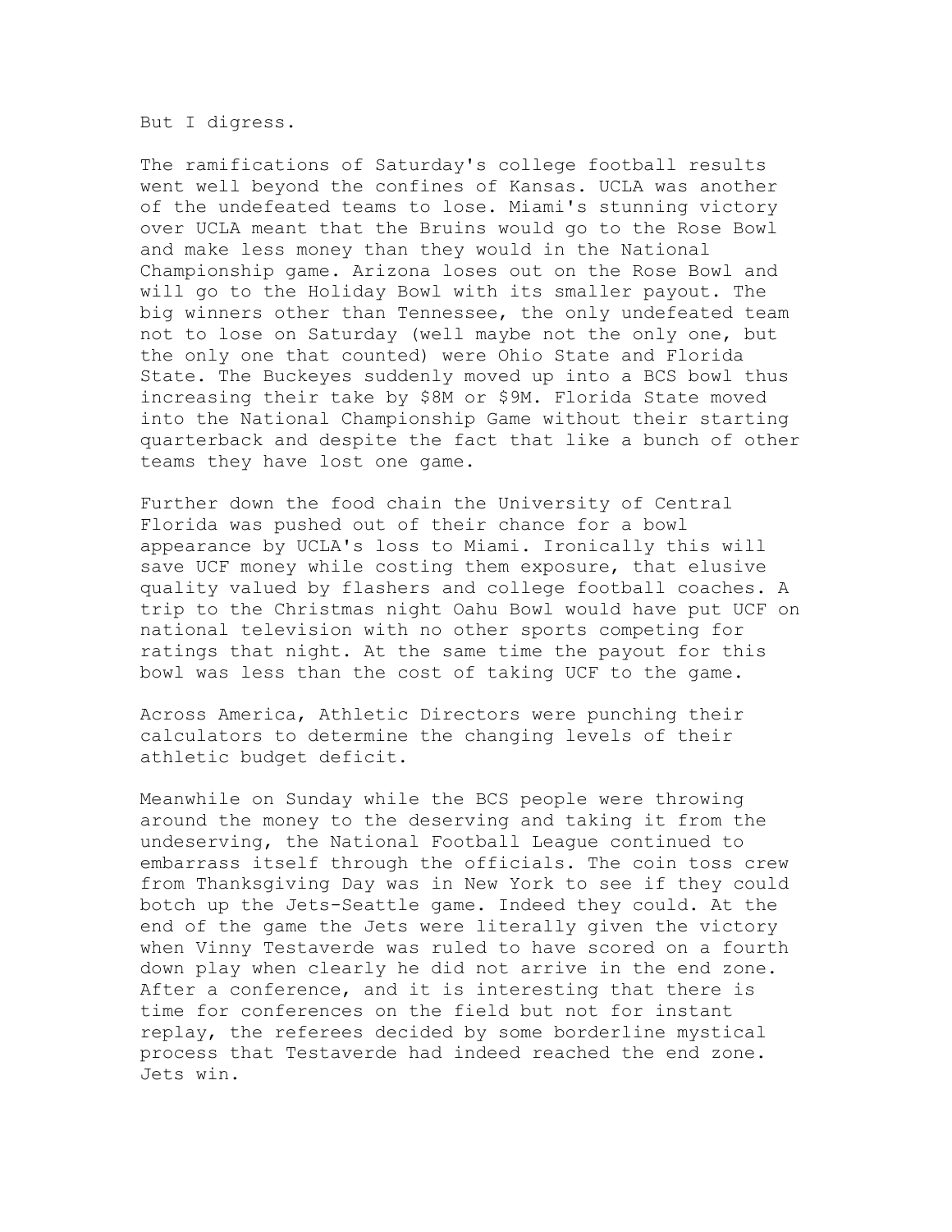But I digress.

The ramifications of Saturday's college football results went well beyond the confines of Kansas. UCLA was another of the undefeated teams to lose. Miami's stunning victory over UCLA meant that the Bruins would go to the Rose Bowl and make less money than they would in the National Championship game. Arizona loses out on the Rose Bowl and will go to the Holiday Bowl with its smaller payout. The big winners other than Tennessee, the only undefeated team not to lose on Saturday (well maybe not the only one, but the only one that counted) were Ohio State and Florida State. The Buckeyes suddenly moved up into a BCS bowl thus increasing their take by $8M or $9M. Florida State moved into the National Championship Game without their starting quarterback and despite the fact that like a bunch of other teams they have lost one game.

Further down the food chain the University of Central Florida was pushed out of their chance for a bowl appearance by UCLA's loss to Miami. Ironically this will save UCF money while costing them exposure, that elusive quality valued by flashers and college football coaches. A trip to the Christmas night Oahu Bowl would have put UCF on national television with no other sports competing for ratings that night. At the same time the payout for this bowl was less than the cost of taking UCF to the game.

Across America, Athletic Directors were punching their calculators to determine the changing levels of their athletic budget deficit.

Meanwhile on Sunday while the BCS people were throwing around the money to the deserving and taking it from the undeserving, the National Football League continued to embarrass itself through the officials. The coin toss crew from Thanksgiving Day was in New York to see if they could botch up the Jets-Seattle game. Indeed they could. At the end of the game the Jets were literally given the victory when Vinny Testaverde was ruled to have scored on a fourth down play when clearly he did not arrive in the end zone. After a conference, and it is interesting that there is time for conferences on the field but not for instant replay, the referees decided by some borderline mystical process that Testaverde had indeed reached the end zone. Jets win.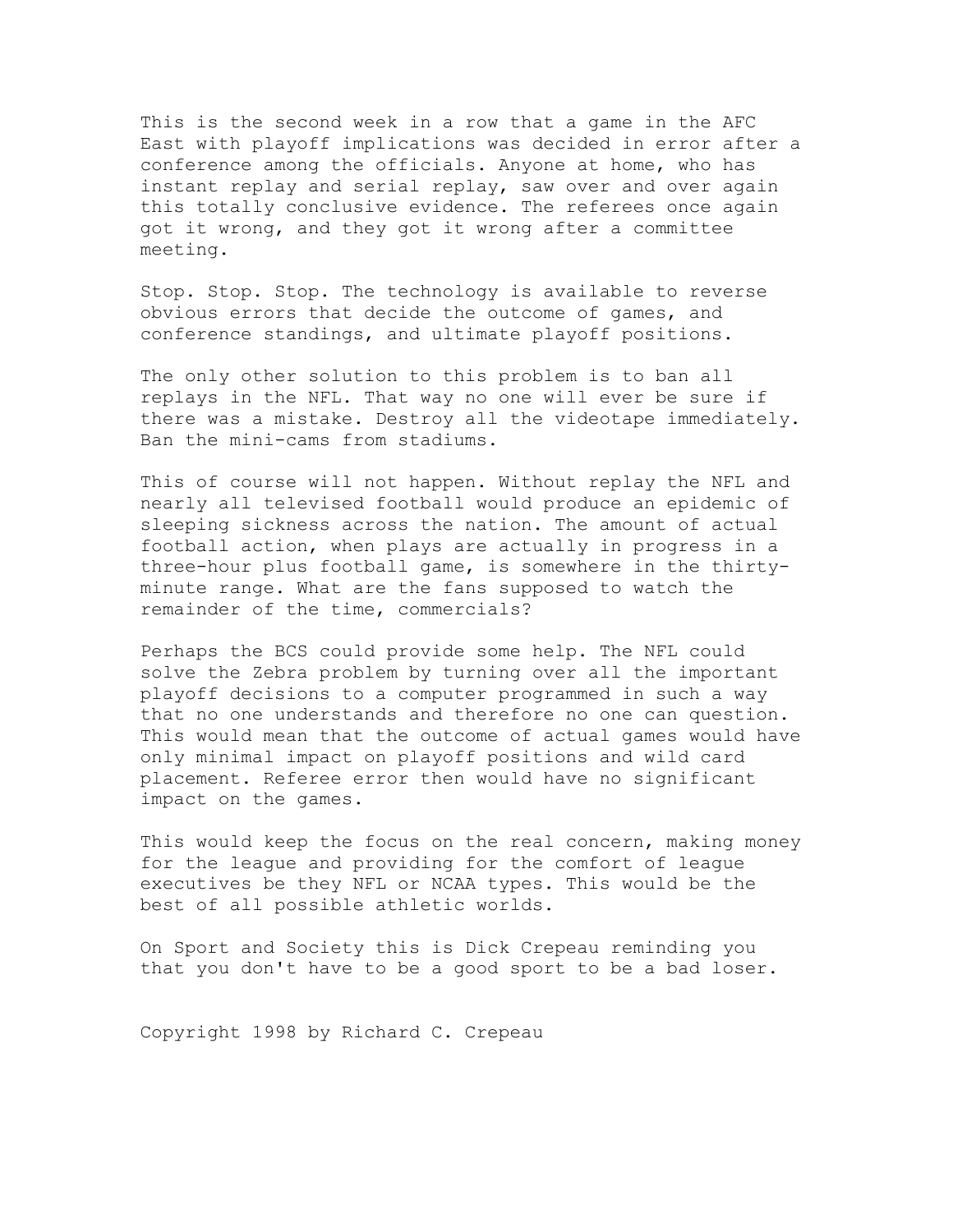This is the second week in a row that a game in the AFC East with playoff implications was decided in error after a conference among the officials. Anyone at home, who has instant replay and serial replay, saw over and over again this totally conclusive evidence. The referees once again got it wrong, and they got it wrong after a committee meeting.

Stop. Stop. Stop. The technology is available to reverse obvious errors that decide the outcome of games, and conference standings, and ultimate playoff positions.

The only other solution to this problem is to ban all replays in the NFL. That way no one will ever be sure if there was a mistake. Destroy all the videotape immediately. Ban the mini-cams from stadiums.

This of course will not happen. Without replay the NFL and nearly all televised football would produce an epidemic of sleeping sickness across the nation. The amount of actual football action, when plays are actually in progress in a three-hour plus football game, is somewhere in the thirty-minute range. What are the fans supposed to watch the remainder of the time, commercials?

Perhaps the BCS could provide some help. The NFL could solve the Zebra problem by turning over all the important playoff decisions to a computer programmed in such a way that no one understands and therefore no one can question. This would mean that the outcome of actual games would have only minimal impact on playoff positions and wild card placement. Referee error then would have no significant impact on the games.

This would keep the focus on the real concern, making money for the league and providing for the comfort of league executives be they NFL or NCAA types. This would be the best of all possible athletic worlds.

On Sport and Society this is Dick Crepeau reminding you that you don't have to be a good sport to be a bad loser.

Copyright 1998 by Richard C. Crepeau